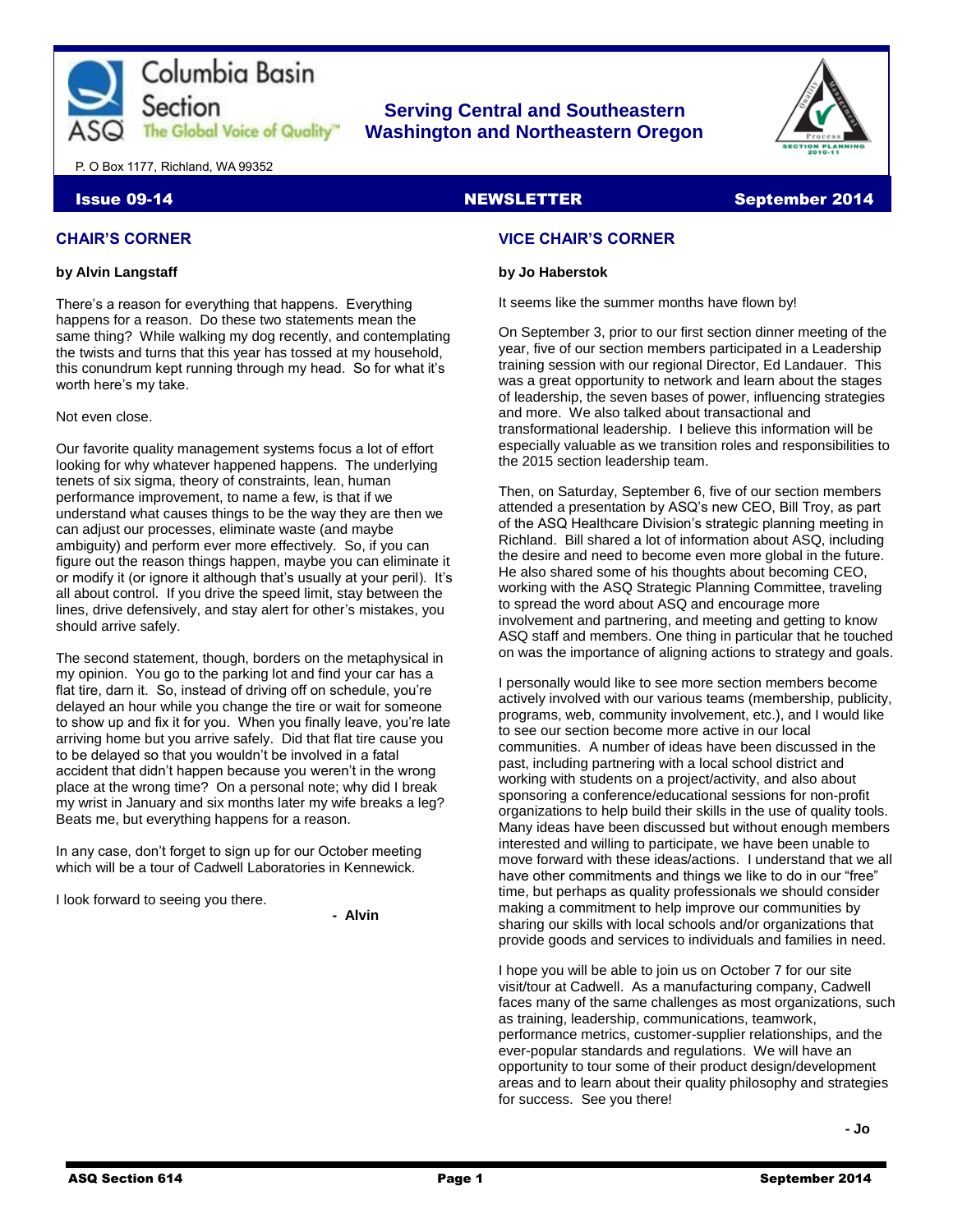# Columbia Basin Section

ASQ The Global Voice of Quality™

**Serving Central and Southeastern Washington and Northeastern Oregon**

P. O Box 1177, Richland, WA 99352

**Issue 09-14** **NEWSLETTER** **September 2014**

## CHAIR'S CORNER

**by Alvin Langstaff**

There's a reason for everything that happens. Everything happens for a reason. Do these two statements mean the same thing? While walking my dog recently, and contemplating the twists and turns that this year has tossed at my household, this conundrum kept running through my head. So for what it's worth here's my take.

Not even close.

Our favorite quality management systems focus a lot of effort looking for why whatever happened happens. The underlying tenets of six sigma, theory of constraints, lean, human performance improvement, to name a few, is that if we understand what causes things to be the way they are then we can adjust our processes, eliminate waste (and maybe ambiguity) and perform ever more effectively. So, if you can figure out the reason things happen, maybe you can eliminate it or modify it (or ignore it although that's usually at your peril). It's all about control. If you drive the speed limit, stay between the lines, drive defensively, and stay alert for other's mistakes, you should arrive safely.

The second statement, though, borders on the metaphysical in my opinion. You go to the parking lot and find your car has a flat tire, darn it. So, instead of driving off on schedule, you're delayed an hour while you change the tire or wait for someone to show up and fix it for you. When you finally leave, you're late arriving home but you arrive safely. Did that flat tire cause you to be delayed so that you wouldn't be involved in a fatal accident that didn't happen because you weren't in the wrong place at the wrong time? On a personal note; why did I break my wrist in January and six months later my wife breaks a leg? Beats me, but everything happens for a reason.

In any case, don't forget to sign up for our October meeting which will be a tour of Cadwell Laboratories in Kennewick.

I look forward to seeing you there.

**- Alvin**

## VICE CHAIR'S CORNER

**by Jo Haberstok**

It seems like the summer months have flown by!

On September 3, prior to our first section dinner meeting of the year, five of our section members participated in a Leadership training session with our regional Director, Ed Landauer. This was a great opportunity to network and learn about the stages of leadership, the seven bases of power, influencing strategies and more. We also talked about transactional and transformational leadership. I believe this information will be especially valuable as we transition roles and responsibilities to the 2015 section leadership team.

Then, on Saturday, September 6, five of our section members attended a presentation by ASQ's new CEO, Bill Troy, as part of the ASQ Healthcare Division's strategic planning meeting in Richland. Bill shared a lot of information about ASQ, including the desire and need to become even more global in the future. He also shared some of his thoughts about becoming CEO, working with the ASQ Strategic Planning Committee, traveling to spread the word about ASQ and encourage more involvement and partnering, and meeting and getting to know ASQ staff and members. One thing in particular that he touched on was the importance of aligning actions to strategy and goals.

I personally would like to see more section members become actively involved with our various teams (membership, publicity, programs, web, community involvement, etc.), and I would like to see our section become more active in our local communities. A number of ideas have been discussed in the past, including partnering with a local school district and working with students on a project/activity, and also about sponsoring a conference/educational sessions for non-profit organizations to help build their skills in the use of quality tools. Many ideas have been discussed but without enough members interested and willing to participate, we have been unable to move forward with these ideas/actions. I understand that we all have other commitments and things we like to do in our "free" time, but perhaps as quality professionals we should consider making a commitment to help improve our communities by sharing our skills with local schools and/or organizations that provide goods and services to individuals and families in need.

I hope you will be able to join us on October 7 for our site visit/tour at Cadwell. As a manufacturing company, Cadwell faces many of the same challenges as most organizations, such as training, leadership, communications, teamwork, performance metrics, customer-supplier relationships, and the ever-popular standards and regulations. We will have an opportunity to tour some of their product design/development areas and to learn about their quality philosophy and strategies for success. See you there!

**- Jo**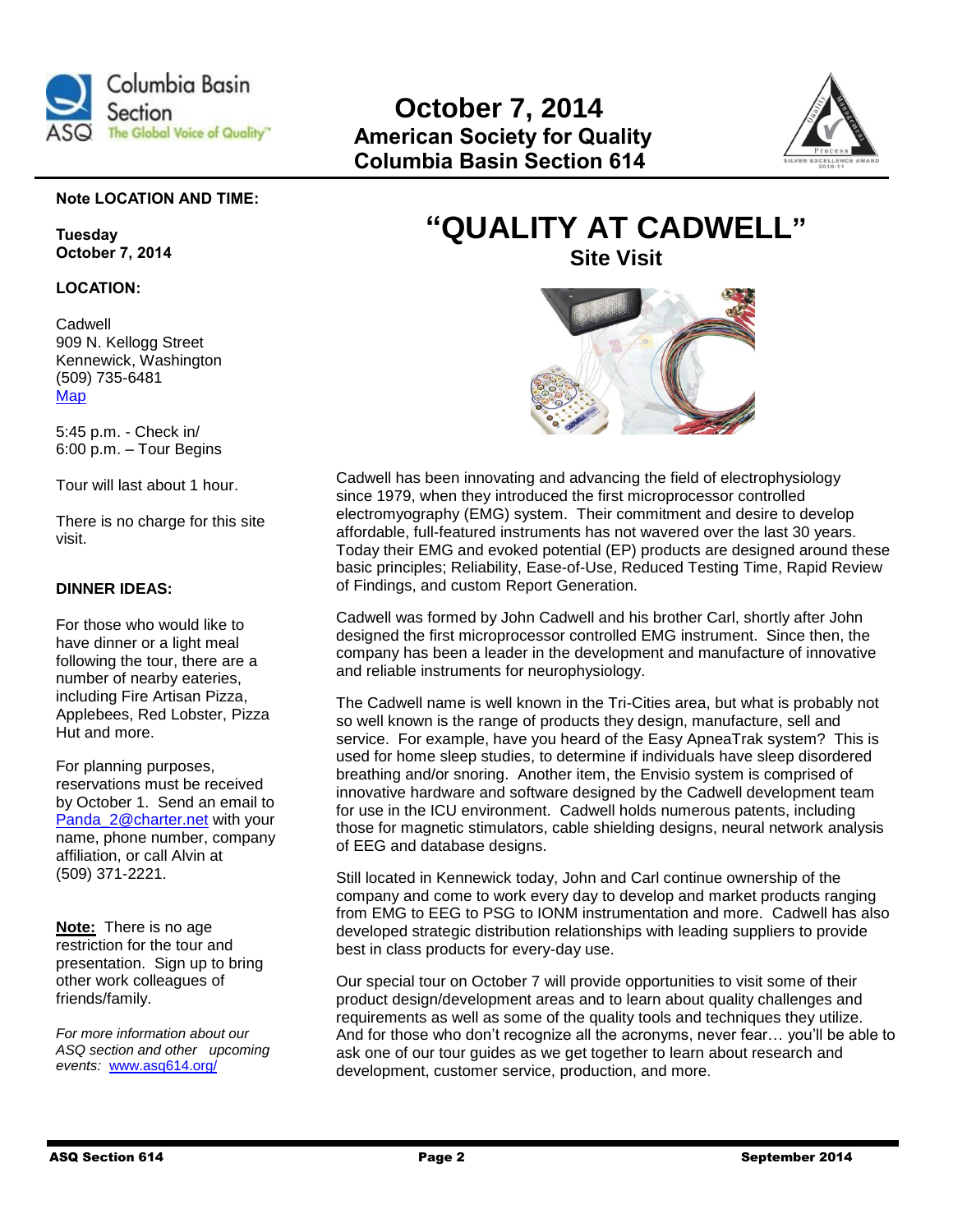# October 7, 2014

## American Society for Quality
## Columbia Basin Section 614

**Note LOCATION AND TIME:**

**Tuesday**
**October 7, 2014**

**LOCATION:**

Cadwell
909 N. Kellogg Street
Kennewick, Washington
(509) 735-6481
Map

5:45 p.m. - Check in/
6:00 p.m. – Tour Begins

Tour will last about 1 hour.

There is no charge for this site visit.

**DINNER IDEAS:**

For those who would like to have dinner or a light meal following the tour, there are a number of nearby eateries, including Fire Artisan Pizza, Applebees, Red Lobster, Pizza Hut and more.

For planning purposes, reservations must be received by October 1. Send an email to Panda_2@charter.net with your name, phone number, company affiliation, or call Alvin at (509) 371-2221.

**Note:** There is no age restriction for the tour and presentation. Sign up to bring other work colleagues of friends/family.

*For more information about our ASQ section and other upcoming events:* www.asq614.org/

# "QUALITY AT CADWELL"

## Site Visit

Cadwell has been innovating and advancing the field of electrophysiology since 1979, when they introduced the first microprocessor controlled electromyography (EMG) system. Their commitment and desire to develop affordable, full-featured instruments has not wavered over the last 30 years. Today their EMG and evoked potential (EP) products are designed around these basic principles; Reliability, Ease-of-Use, Reduced Testing Time, Rapid Review of Findings, and custom Report Generation.

Cadwell was formed by John Cadwell and his brother Carl, shortly after John designed the first microprocessor controlled EMG instrument. Since then, the company has been a leader in the development and manufacture of innovative and reliable instruments for neurophysiology.

The Cadwell name is well known in the Tri-Cities area, but what is probably not so well known is the range of products they design, manufacture, sell and service. For example, have you heard of the Easy ApneaTrak system? This is used for home sleep studies, to determine if individuals have sleep disordered breathing and/or snoring. Another item, the Envisio system is comprised of innovative hardware and software designed by the Cadwell development team for use in the ICU environment. Cadwell holds numerous patents, including those for magnetic stimulators, cable shielding designs, neural network analysis of EEG and database designs.

Still located in Kennewick today, John and Carl continue ownership of the company and come to work every day to develop and market products ranging from EMG to EEG to PSG to IONM instrumentation and more. Cadwell has also developed strategic distribution relationships with leading suppliers to provide best in class products for every-day use.

Our special tour on October 7 will provide opportunities to visit some of their product design/development areas and to learn about quality challenges and requirements as well as some of the quality tools and techniques they utilize. And for those who don't recognize all the acronyms, never fear… you'll be able to ask one of our tour guides as we get together to learn about research and development, customer service, production, and more.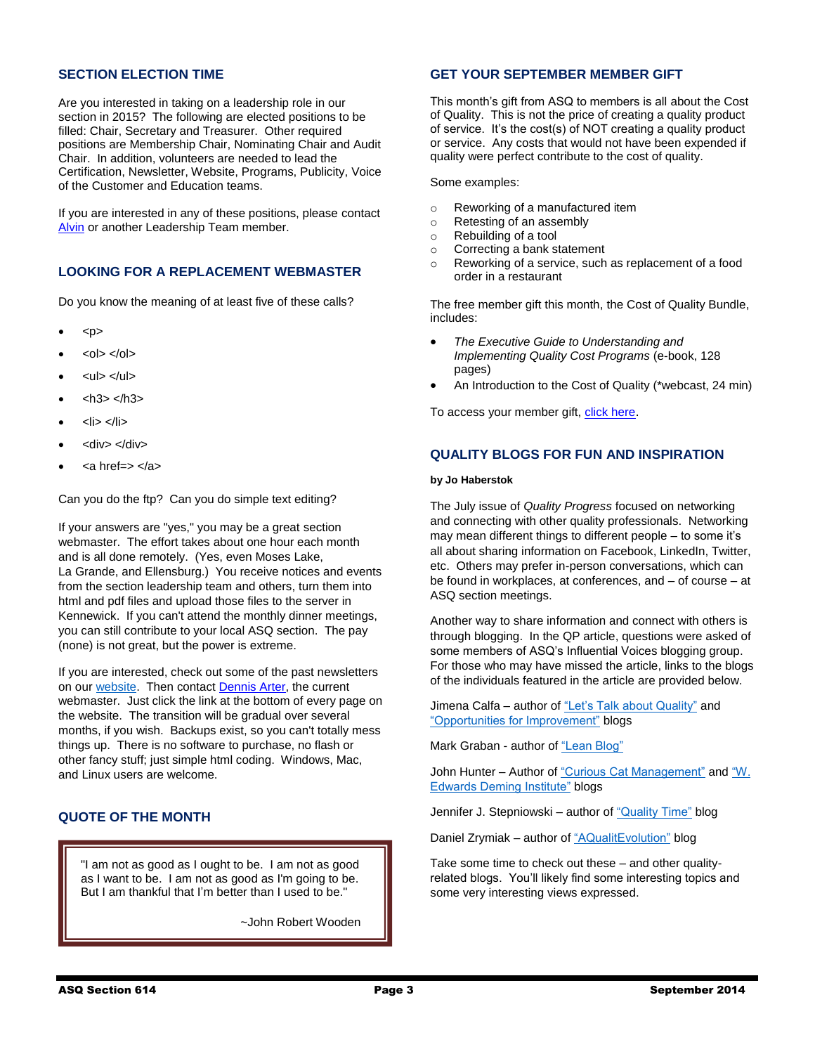## SECTION ELECTION TIME

Are you interested in taking on a leadership role in our section in 2015? The following are elected positions to be filled: Chair, Secretary and Treasurer. Other required positions are Membership Chair, Nominating Chair and Audit Chair. In addition, volunteers are needed to lead the Certification, Newsletter, Website, Programs, Publicity, Voice of the Customer and Education teams.

If you are interested in any of these positions, please contact Alvin or another Leadership Team member.

## LOOKING FOR A REPLACEMENT WEBMASTER

Do you know the meaning of at least five of these calls?

- <p>
- <ol> </ol>
- <ul> </ul>
- <h3> </h3>
- <li> </li>
- <div> </div>
- <a href=> </a>

Can you do the ftp? Can you do simple text editing?

If your answers are "yes," you may be a great section webmaster. The effort takes about one hour each month and is all done remotely. (Yes, even Moses Lake, La Grande, and Ellensburg.) You receive notices and events from the section leadership team and others, turn them into html and pdf files and upload those files to the server in Kennewick. If you can't attend the monthly dinner meetings, you can still contribute to your local ASQ section. The pay (none) is not great, but the power is extreme.

If you are interested, check out some of the past newsletters on our website. Then contact Dennis Arter, the current webmaster. Just click the link at the bottom of every page on the website. The transition will be gradual over several months, if you wish. Backups exist, so you can't totally mess things up. There is no software to purchase, no flash or other fancy stuff; just simple html coding. Windows, Mac, and Linux users are welcome.

## QUOTE OF THE MONTH

> "I am not as good as I ought to be. I am not as good as I want to be. I am not as good as I'm going to be. But I am thankful that I'm better than I used to be."
>
> ~John Robert Wooden

## GET YOUR SEPTEMBER MEMBER GIFT

This month's gift from ASQ to members is all about the Cost of Quality. This is not the price of creating a quality product of service. It's the cost(s) of NOT creating a quality product or service. Any costs that would not have been expended if quality were perfect contribute to the cost of quality.

Some examples:

- Reworking of a manufactured item
- Retesting of an assembly
- Rebuilding of a tool
- Correcting a bank statement
- Reworking of a service, such as replacement of a food order in a restaurant

The free member gift this month, the Cost of Quality Bundle, includes:

- *The Executive Guide to Understanding and Implementing Quality Cost Programs* (e-book, 128 pages)
- An Introduction to the Cost of Quality (*webcast, 24 min)

To access your member gift, click here.

## QUALITY BLOGS FOR FUN AND INSPIRATION

**by Jo Haberstok**

The July issue of *Quality Progress* focused on networking and connecting with other quality professionals. Networking may mean different things to different people – to some it's all about sharing information on Facebook, LinkedIn, Twitter, etc. Others may prefer in-person conversations, which can be found in workplaces, at conferences, and – of course – at ASQ section meetings.

Another way to share information and connect with others is through blogging. In the QP article, questions were asked of some members of ASQ's Influential Voices blogging group. For those who may have missed the article, links to the blogs of the individuals featured in the article are provided below.

Jimena Calfa – author of "Let's Talk about Quality" and "Opportunities for Improvement" blogs

Mark Graban - author of "Lean Blog"

John Hunter – Author of "Curious Cat Management" and "W. Edwards Deming Institute" blogs

Jennifer J. Stepniowski – author of "Quality Time" blog

Daniel Zrymiak – author of "AQualitEvolution" blog

Take some time to check out these – and other quality-related blogs. You'll likely find some interesting topics and some very interesting views expressed.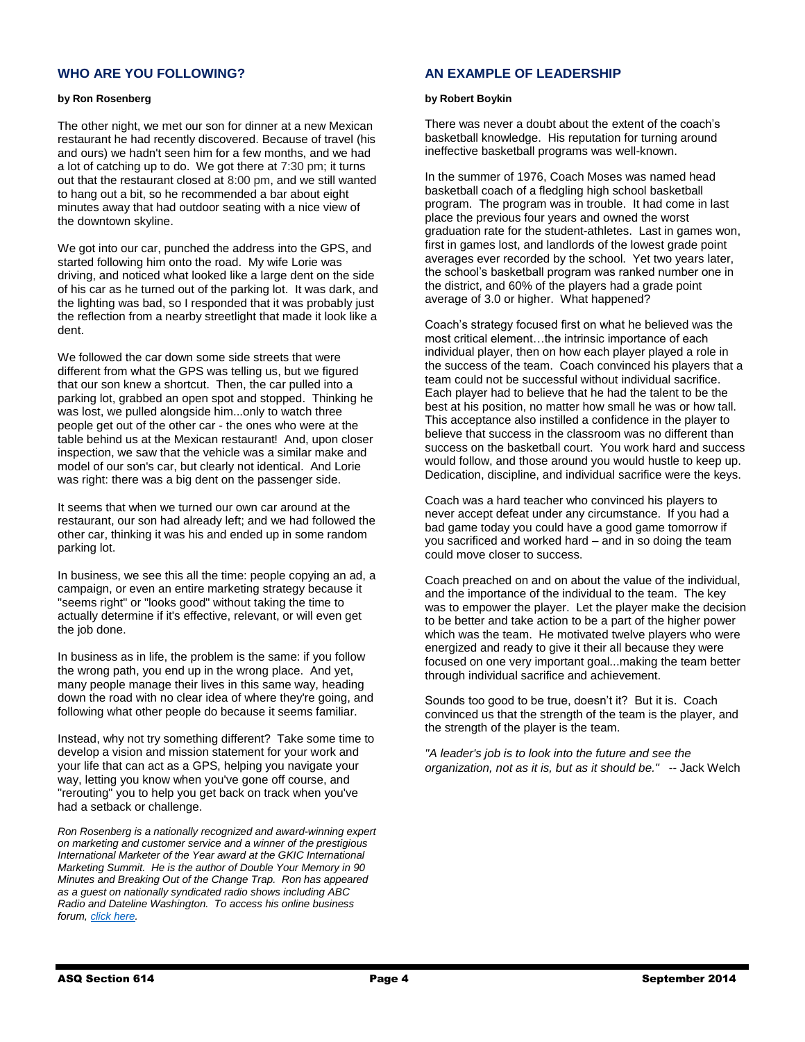## WHO ARE YOU FOLLOWING?

**by Ron Rosenberg**

The other night, we met our son for dinner at a new Mexican restaurant he had recently discovered. Because of travel (his and ours) we hadn't seen him for a few months, and we had a lot of catching up to do. We got there at 7:30 pm; it turns out that the restaurant closed at 8:00 pm, and we still wanted to hang out a bit, so he recommended a bar about eight minutes away that had outdoor seating with a nice view of the downtown skyline.

We got into our car, punched the address into the GPS, and started following him onto the road. My wife Lorie was driving, and noticed what looked like a large dent on the side of his car as he turned out of the parking lot. It was dark, and the lighting was bad, so I responded that it was probably just the reflection from a nearby streetlight that made it look like a dent.

We followed the car down some side streets that were different from what the GPS was telling us, but we figured that our son knew a shortcut. Then, the car pulled into a parking lot, grabbed an open spot and stopped. Thinking he was lost, we pulled alongside him...only to watch three people get out of the other car - the ones who were at the table behind us at the Mexican restaurant! And, upon closer inspection, we saw that the vehicle was a similar make and model of our son's car, but clearly not identical. And Lorie was right: there was a big dent on the passenger side.

It seems that when we turned our own car around at the restaurant, our son had already left; and we had followed the other car, thinking it was his and ended up in some random parking lot.

In business, we see this all the time: people copying an ad, a campaign, or even an entire marketing strategy because it "seems right" or "looks good" without taking the time to actually determine if it's effective, relevant, or will even get the job done.

In business as in life, the problem is the same: if you follow the wrong path, you end up in the wrong place. And yet, many people manage their lives in this same way, heading down the road with no clear idea of where they're going, and following what other people do because it seems familiar.

Instead, why not try something different? Take some time to develop a vision and mission statement for your work and your life that can act as a GPS, helping you navigate your way, letting you know when you've gone off course, and "rerouting" you to help you get back on track when you've had a setback or challenge.

*Ron Rosenberg is a nationally recognized and award-winning expert on marketing and customer service and a winner of the prestigious International Marketer of the Year award at the GKIC International Marketing Summit. He is the author of Double Your Memory in 90 Minutes and Breaking Out of the Change Trap. Ron has appeared as a guest on nationally syndicated radio shows including ABC Radio and Dateline Washington. To access his online business forum, click here.*

## AN EXAMPLE OF LEADERSHIP

**by Robert Boykin**

There was never a doubt about the extent of the coach's basketball knowledge. His reputation for turning around ineffective basketball programs was well-known.

In the summer of 1976, Coach Moses was named head basketball coach of a fledgling high school basketball program. The program was in trouble. It had come in last place the previous four years and owned the worst graduation rate for the student-athletes. Last in games won, first in games lost, and landlords of the lowest grade point averages ever recorded by the school. Yet two years later, the school's basketball program was ranked number one in the district, and 60% of the players had a grade point average of 3.0 or higher. What happened?

Coach's strategy focused first on what he believed was the most critical element…the intrinsic importance of each individual player, then on how each player played a role in the success of the team. Coach convinced his players that a team could not be successful without individual sacrifice. Each player had to believe that he had the talent to be the best at his position, no matter how small he was or how tall. This acceptance also instilled a confidence in the player to believe that success in the classroom was no different than success on the basketball court. You work hard and success would follow, and those around you would hustle to keep up. Dedication, discipline, and individual sacrifice were the keys.

Coach was a hard teacher who convinced his players to never accept defeat under any circumstance. If you had a bad game today you could have a good game tomorrow if you sacrificed and worked hard – and in so doing the team could move closer to success.

Coach preached on and on about the value of the individual, and the importance of the individual to the team. The key was to empower the player. Let the player make the decision to be better and take action to be a part of the higher power which was the team. He motivated twelve players who were energized and ready to give it their all because they were focused on one very important goal...making the team better through individual sacrifice and achievement.

Sounds too good to be true, doesn't it? But it is. Coach convinced us that the strength of the team is the player, and the strength of the player is the team.

*"A leader's job is to look into the future and see the organization, not as it is, but as it should be."* -- Jack Welch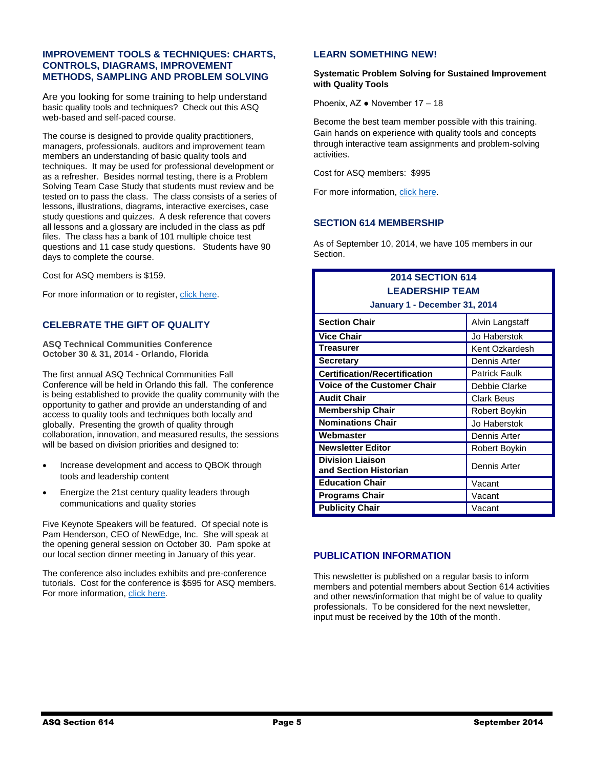## IMPROVEMENT TOOLS & TECHNIQUES: CHARTS, CONTROLS, DIAGRAMS, IMPROVEMENT METHODS, SAMPLING AND PROBLEM SOLVING

Are you looking for some training to help understand basic quality tools and techniques? Check out this ASQ web-based and self-paced course.

The course is designed to provide quality practitioners, managers, professionals, auditors and improvement team members an understanding of basic quality tools and techniques. It may be used for professional development or as a refresher. Besides normal testing, there is a Problem Solving Team Case Study that students must review and be tested on to pass the class. The class consists of a series of lessons, illustrations, diagrams, interactive exercises, case study questions and quizzes. A desk reference that covers all lessons and a glossary are included in the class as pdf files. The class has a bank of 101 multiple choice test questions and 11 case study questions. Students have 90 days to complete the course.

Cost for ASQ members is $159.

For more information or to register, click here.

## CELEBRATE THE GIFT OF QUALITY

**ASQ Technical Communities Conference**
**October 30 & 31, 2014 - Orlando, Florida**

The first annual ASQ Technical Communities Fall Conference will be held in Orlando this fall. The conference is being established to provide the quality community with the opportunity to gather and provide an understanding of and access to quality tools and techniques both locally and globally. Presenting the growth of quality through collaboration, innovation, and measured results, the sessions will be based on division priorities and designed to:

- Increase development and access to QBOK through tools and leadership content
- Energize the 21st century quality leaders through communications and quality stories

Five Keynote Speakers will be featured. Of special note is Pam Henderson, CEO of NewEdge, Inc. She will speak at the opening general session on October 30. Pam spoke at our local section dinner meeting in January of this year.

The conference also includes exhibits and pre-conference tutorials. Cost for the conference is $595 for ASQ members. For more information, click here.

## LEARN SOMETHING NEW!

**Systematic Problem Solving for Sustained Improvement with Quality Tools**

Phoenix, AZ ● November 17 – 18

Become the best team member possible with this training. Gain hands on experience with quality tools and concepts through interactive team assignments and problem-solving activities.

Cost for ASQ members: $995

For more information, click here.

## SECTION 614 MEMBERSHIP

As of September 10, 2014, we have 105 members in our Section.

**2014 SECTION 614 LEADERSHIP TEAM**
**January 1 - December 31, 2014**

| | |
|---|---|
| **Section Chair** | Alvin Langstaff |
| **Vice Chair** | Jo Haberstok |
| **Treasurer** | Kent Ozkardesh |
| **Secretary** | Dennis Arter |
| **Certification/Recertification** | Patrick Faulk |
| **Voice of the Customer Chair** | Debbie Clarke |
| **Audit Chair** | Clark Beus |
| **Membership Chair** | Robert Boykin |
| **Nominations Chair** | Jo Haberstok |
| **Webmaster** | Dennis Arter |
| **Newsletter Editor** | Robert Boykin |
| **Division Liaison and Section Historian** | Dennis Arter |
| **Education Chair** | Vacant |
| **Programs Chair** | Vacant |
| **Publicity Chair** | Vacant |

## PUBLICATION INFORMATION

This newsletter is published on a regular basis to inform members and potential members about Section 614 activities and other news/information that might be of value to quality professionals. To be considered for the next newsletter, input must be received by the 10th of the month.